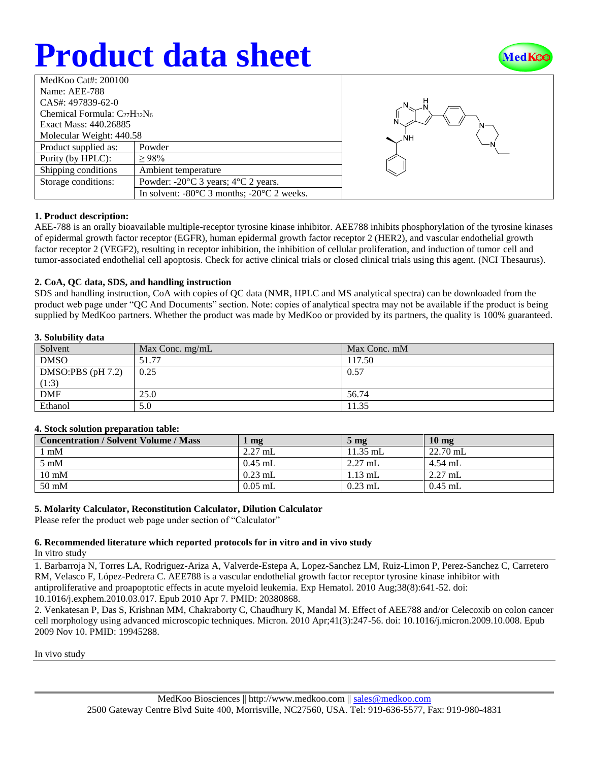# Product data sheet

| MedKoo Cat#: 200100 | |
|---|---|
| Name: AEE-788 | |
| CAS#: 497839-62-0 | |
| Chemical Formula: $C_{27}H_{32}N_6$ | |
| Exact Mass: 440.26885 | |
| Molecular Weight: 440.58 | |
| Product supplied as: | Powder |
| Purity (by HPLC): | ≥ 98% |
| Shipping conditions | Ambient temperature |
| Storage conditions: | Powder: -20°C 3 years; 4°C 2 years. |
| | In solvent: -80°C 3 months; -20°C 2 weeks. |

### 1. Product description:

AEE-788 is an orally bioavailable multiple-receptor tyrosine kinase inhibitor. AEE788 inhibits phosphorylation of the tyrosine kinases of epidermal growth factor receptor (EGFR), human epidermal growth factor receptor 2 (HER2), and vascular endothelial growth factor receptor 2 (VEGF2), resulting in receptor inhibition, the inhibition of cellular proliferation, and induction of tumor cell and tumor-associated endothelial cell apoptosis. Check for active clinical trials or closed clinical trials using this agent. (NCI Thesaurus).

### 2. CoA, QC data, SDS, and handling instruction

SDS and handling instruction, CoA with copies of QC data (NMR, HPLC and MS analytical spectra) can be downloaded from the product web page under "QC And Documents" section. Note: copies of analytical spectra may not be available if the product is being supplied by MedKoo partners. Whether the product was made by MedKoo or provided by its partners, the quality is 100% guaranteed.

### 3. Solubility data

| Solvent | Max Conc. mg/mL | Max Conc. mM |
|---|---|---|
| DMSO | 51.77 | 117.50 |
| DMSO:PBS (pH 7.2) (1:3) | 0.25 | 0.57 |
| DMF | 25.0 | 56.74 |
| Ethanol | 5.0 | 11.35 |

### 4. Stock solution preparation table:

| Concentration / Solvent Volume / Mass | 1 mg | 5 mg | 10 mg |
|---|---|---|---|
| 1 mM | 2.27 mL | 11.35 mL | 22.70 mL |
| 5 mM | 0.45 mL | 2.27 mL | 4.54 mL |
| 10 mM | 0.23 mL | 1.13 mL | 2.27 mL |
| 50 mM | 0.05 mL | 0.23 mL | 0.45 mL |

### 5. Molarity Calculator, Reconstitution Calculator, Dilution Calculator

Please refer the product web page under section of "Calculator"

### 6. Recommended literature which reported protocols for in vitro and in vivo study

In vitro study

1. Barbarroja N, Torres LA, Rodriguez-Ariza A, Valverde-Estepa A, Lopez-Sanchez LM, Ruiz-Limon P, Perez-Sanchez C, Carretero RM, Velasco F, López-Pedrera C. AEE788 is a vascular endothelial growth factor receptor tyrosine kinase inhibitor with antiproliferative and proapoptotic effects in acute myeloid leukemia. Exp Hematol. 2010 Aug;38(8):641-52. doi: 10.1016/j.exphem.2010.03.017. Epub 2010 Apr 7. PMID: 20380868.
2. Venkatesan P, Das S, Krishnan MM, Chakraborty C, Chaudhury K, Mandal M. Effect of AEE788 and/or Celecoxib on colon cancer cell morphology using advanced microscopic techniques. Micron. 2010 Apr;41(3):247-56. doi: 10.1016/j.micron.2009.10.008. Epub 2009 Nov 10. PMID: 19945288.

In vivo study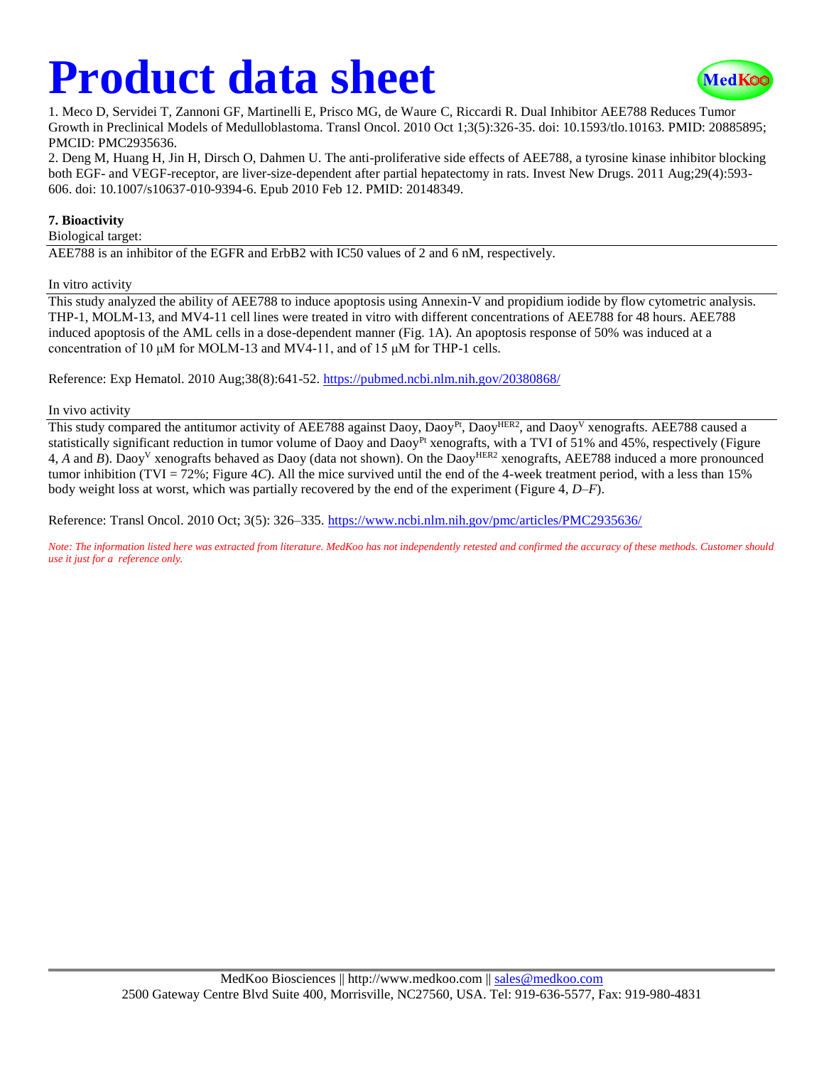# Product data sheet

1. Meco D, Servidei T, Zannoni GF, Martinelli E, Prisco MG, de Waure C, Riccardi R. Dual Inhibitor AEE788 Reduces Tumor Growth in Preclinical Models of Medulloblastoma. Transl Oncol. 2010 Oct 1;3(5):326-35. doi: 10.1593/tlo.10163. PMID: 20885895; PMCID: PMC2935636.

2. Deng M, Huang H, Jin H, Dirsch O, Dahmen U. The anti-proliferative side effects of AEE788, a tyrosine kinase inhibitor blocking both EGF- and VEGF-receptor, are liver-size-dependent after partial hepatectomy in rats. Invest New Drugs. 2011 Aug;29(4):593-606. doi: 10.1007/s10637-010-9394-6. Epub 2010 Feb 12. PMID: 20148349.

**7. Bioactivity**

Biological target:

AEE788 is an inhibitor of the EGFR and ErbB2 with IC50 values of 2 and 6 nM, respectively.

In vitro activity

This study analyzed the ability of AEE788 to induce apoptosis using Annexin-V and propidium iodide by flow cytometric analysis. THP-1, MOLM-13, and MV4-11 cell lines were treated in vitro with different concentrations of AEE788 for 48 hours. AEE788 induced apoptosis of the AML cells in a dose-dependent manner (Fig. 1A). An apoptosis response of 50% was induced at a concentration of 10 μM for MOLM-13 and MV4-11, and of 15 μM for THP-1 cells.

Reference: Exp Hematol. 2010 Aug;38(8):641-52. https://pubmed.ncbi.nlm.nih.gov/20380868/

In vivo activity

This study compared the antitumor activity of AEE788 against Daoy, $Daoy^{Pt}$, $Daoy^{HER2}$, and $Daoy^{V}$ xenografts. AEE788 caused a statistically significant reduction in tumor volume of Daoy and $Daoy^{Pt}$ xenografts, with a TVI of 51% and 45%, respectively (Figure 4, *A* and *B*). $Daoy^{V}$ xenografts behaved as Daoy (data not shown). On the $Daoy^{HER2}$ xenografts, AEE788 induced a more pronounced tumor inhibition (TVI = 72%; Figure 4*C*). All the mice survived until the end of the 4-week treatment period, with a less than 15% body weight loss at worst, which was partially recovered by the end of the experiment (Figure 4, *D*–*F*).

Reference: Transl Oncol. 2010 Oct; 3(5): 326–335. https://www.ncbi.nlm.nih.gov/pmc/articles/PMC2935636/

*Note: The information listed here was extracted from literature. MedKoo has not independently retested and confirmed the accuracy of these methods. Customer should use it just for a reference only.*

MedKoo Biosciences || http://www.medkoo.com || sales@medkoo.com
2500 Gateway Centre Blvd Suite 400, Morrisville, NC27560, USA. Tel: 919-636-5577, Fax: 919-980-4831